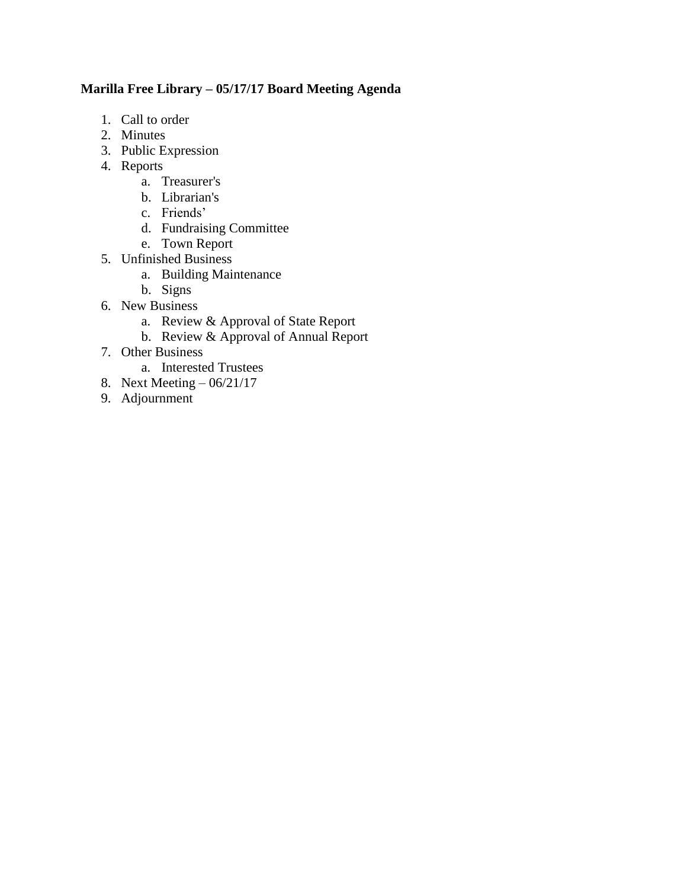**Marilla Free Library – 05/17/17 Board Meeting Agenda**

1. Call to order
2. Minutes
3. Public Expression
4. Reports
    a. Treasurer's
    b. Librarian's
    c. Friends'
    d. Fundraising Committee
    e. Town Report
5. Unfinished Business
    a. Building Maintenance
    b. Signs
6. New Business
    a. Review & Approval of State Report
    b. Review & Approval of Annual Report
7. Other Business
    a. Interested Trustees
8. Next Meeting – 06/21/17
9. Adjournment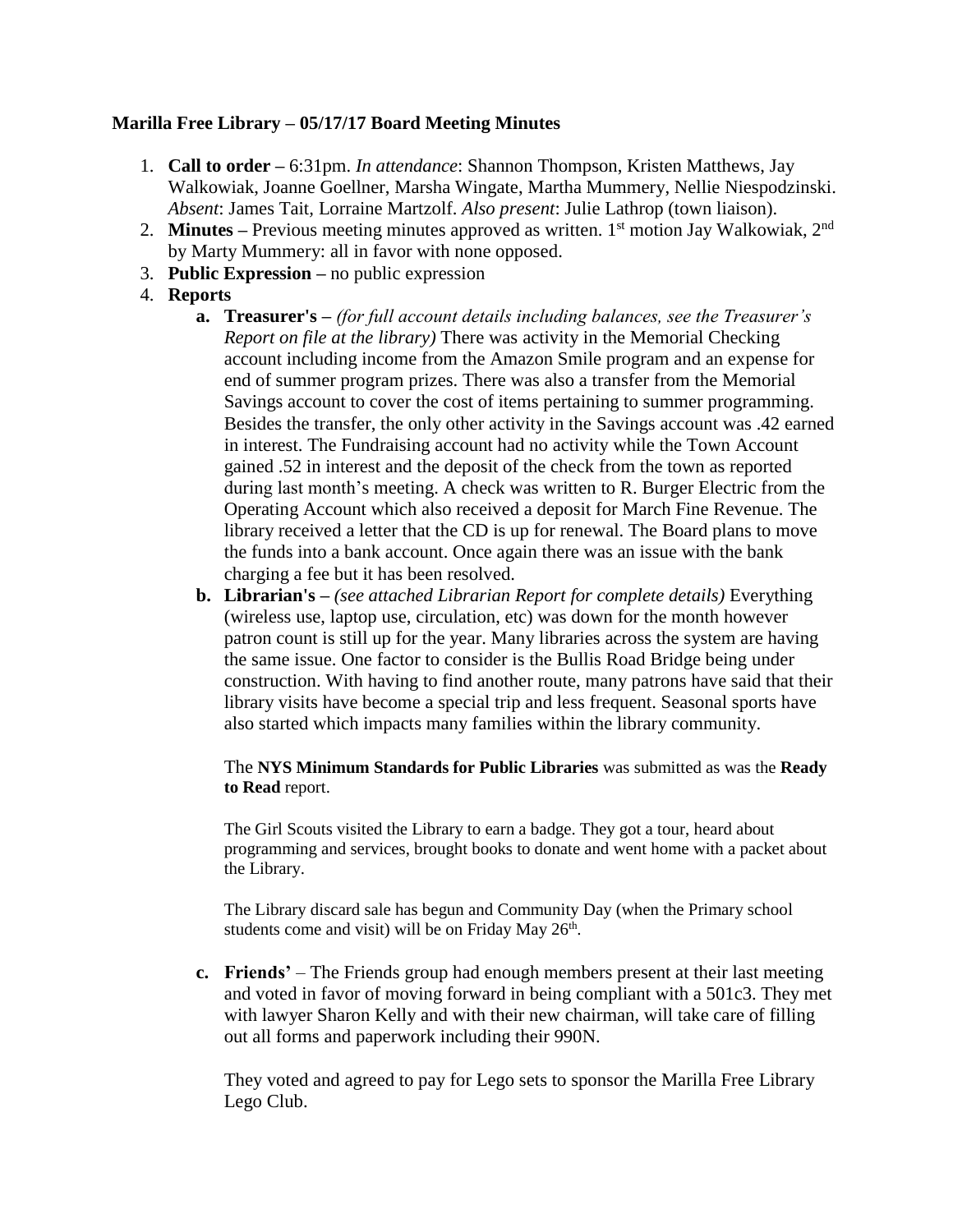**Marilla Free Library – 05/17/17 Board Meeting Minutes**

1. **Call to order –** 6:31pm. *In attendance*: Shannon Thompson, Kristen Matthews, Jay Walkowiak, Joanne Goellner, Marsha Wingate, Martha Mummery, Nellie Niespodzinski. *Absent*: James Tait, Lorraine Martzolf. *Also present*: Julie Lathrop (town liaison).
2. **Minutes –** Previous meeting minutes approved as written. 1st motion Jay Walkowiak, 2nd by Marty Mummery: all in favor with none opposed.
3. **Public Expression –** no public expression
4. **Reports**
    a. **Treasurer's –** *(for full account details including balances, see the Treasurer's Report on file at the library)* There was activity in the Memorial Checking account including income from the Amazon Smile program and an expense for end of summer program prizes. There was also a transfer from the Memorial Savings account to cover the cost of items pertaining to summer programming. Besides the transfer, the only other activity in the Savings account was .42 earned in interest. The Fundraising account had no activity while the Town Account gained .52 in interest and the deposit of the check from the town as reported during last month's meeting. A check was written to R. Burger Electric from the Operating Account which also received a deposit for March Fine Revenue. The library received a letter that the CD is up for renewal. The Board plans to move the funds into a bank account. Once again there was an issue with the bank charging a fee but it has been resolved.

    b. **Librarian's –** *(see attached Librarian Report for complete details)* Everything (wireless use, laptop use, circulation, etc) was down for the month however patron count is still up for the year. Many libraries across the system are having the same issue. One factor to consider is the Bullis Road Bridge being under construction. With having to find another route, many patrons have said that their library visits have become a special trip and less frequent. Seasonal sports have also started which impacts many families within the library community.

       The **NYS Minimum Standards for Public Libraries** was submitted as was the **Ready to Read** report.

       The Girl Scouts visited the Library to earn a badge. They got a tour, heard about programming and services, brought books to donate and went home with a packet about the Library.

       The Library discard sale has begun and Community Day (when the Primary school students come and visit) will be on Friday May 26th.

    c. **Friends'** – The Friends group had enough members present at their last meeting and voted in favor of moving forward in being compliant with a 501c3. They met with lawyer Sharon Kelly and with their new chairman, will take care of filling out all forms and paperwork including their 990N.

       They voted and agreed to pay for Lego sets to sponsor the Marilla Free Library Lego Club.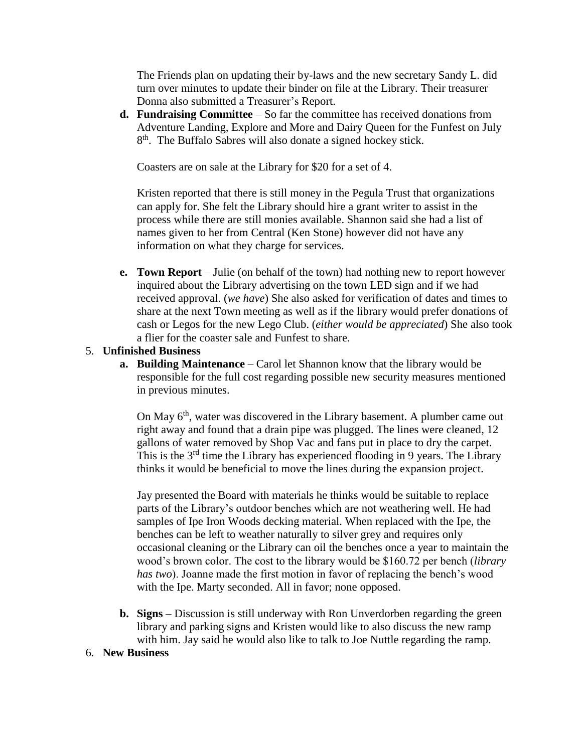The Friends plan on updating their by-laws and the new secretary Sandy L. did turn over minutes to update their binder on file at the Library. Their treasurer Donna also submitted a Treasurer's Report.

d. **Fundraising Committee** – So far the committee has received donations from Adventure Landing, Explore and More and Dairy Queen for the Funfest on July 8th. The Buffalo Sabres will also donate a signed hockey stick.

   Coasters are on sale at the Library for $20 for a set of 4.

   Kristen reported that there is still money in the Pegula Trust that organizations can apply for. She felt the Library should hire a grant writer to assist in the process while there are still monies available. Shannon said she had a list of names given to her from Central (Ken Stone) however did not have any information on what they charge for services.

e. **Town Report** – Julie (on behalf of the town) had nothing new to report however inquired about the Library advertising on the town LED sign and if we had received approval. (*we have*) She also asked for verification of dates and times to share at the next Town meeting as well as if the library would prefer donations of cash or Legos for the new Lego Club. (*either would be appreciated*) She also took a flier for the coaster sale and Funfest to share.

5. **Unfinished Business**

   a. **Building Maintenance** – Carol let Shannon know that the library would be responsible for the full cost regarding possible new security measures mentioned in previous minutes.

   On May 6th, water was discovered in the Library basement. A plumber came out right away and found that a drain pipe was plugged. The lines were cleaned, 12 gallons of water removed by Shop Vac and fans put in place to dry the carpet. This is the 3rd time the Library has experienced flooding in 9 years. The Library thinks it would be beneficial to move the lines during the expansion project.

   Jay presented the Board with materials he thinks would be suitable to replace parts of the Library's outdoor benches which are not weathering well. He had samples of Ipe Iron Woods decking material. When replaced with the Ipe, the benches can be left to weather naturally to silver grey and requires only occasional cleaning or the Library can oil the benches once a year to maintain the wood's brown color. The cost to the library would be $160.72 per bench (*library has two*). Joanne made the first motion in favor of replacing the bench's wood with the Ipe. Marty seconded. All in favor; none opposed.

   b. **Signs** – Discussion is still underway with Ron Unverdorben regarding the green library and parking signs and Kristen would like to also discuss the new ramp with him. Jay said he would also like to talk to Joe Nuttle regarding the ramp.

6. **New Business**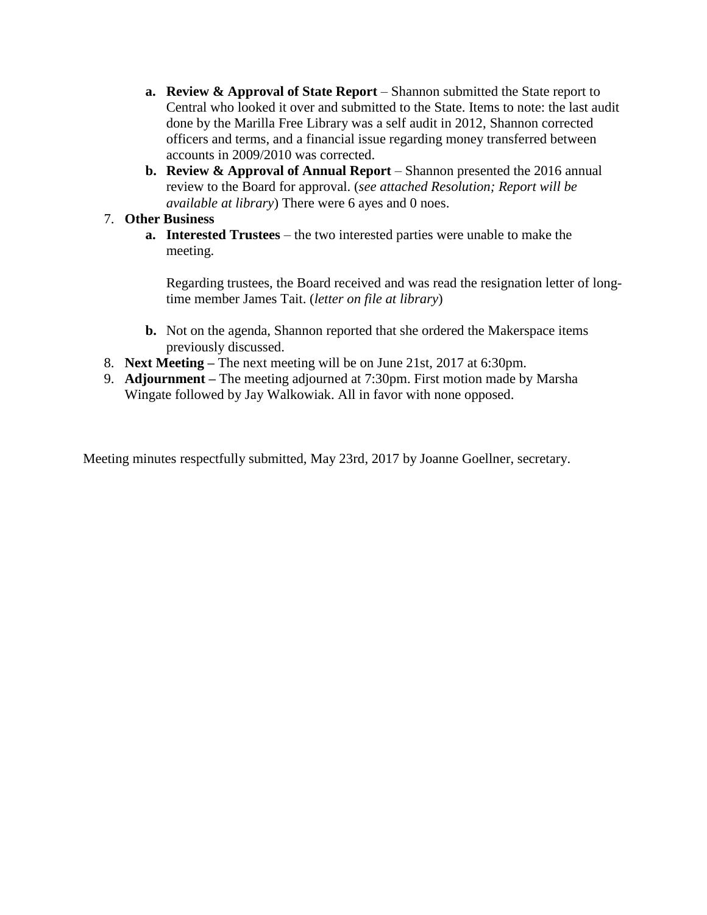a. **Review & Approval of State Report** – Shannon submitted the State report to Central who looked it over and submitted to the State. Items to note: the last audit done by the Marilla Free Library was a self audit in 2012, Shannon corrected officers and terms, and a financial issue regarding money transferred between accounts in 2009/2010 was corrected.
   b. **Review & Approval of Annual Report** – Shannon presented the 2016 annual review to the Board for approval. (*see attached Resolution; Report will be available at library*) There were 6 ayes and 0 noes.

7. **Other Business**
   a. **Interested Trustees** – the two interested parties were unable to make the meeting.

      Regarding trustees, the Board received and was read the resignation letter of long-time member James Tait. (*letter on file at library*)

   b. Not on the agenda, Shannon reported that she ordered the Makerspace items previously discussed.
8. **Next Meeting –** The next meeting will be on June 21st, 2017 at 6:30pm.
9. **Adjournment –** The meeting adjourned at 7:30pm. First motion made by Marsha Wingate followed by Jay Walkowiak. All in favor with none opposed.

Meeting minutes respectfully submitted, May 23rd, 2017 by Joanne Goellner, secretary.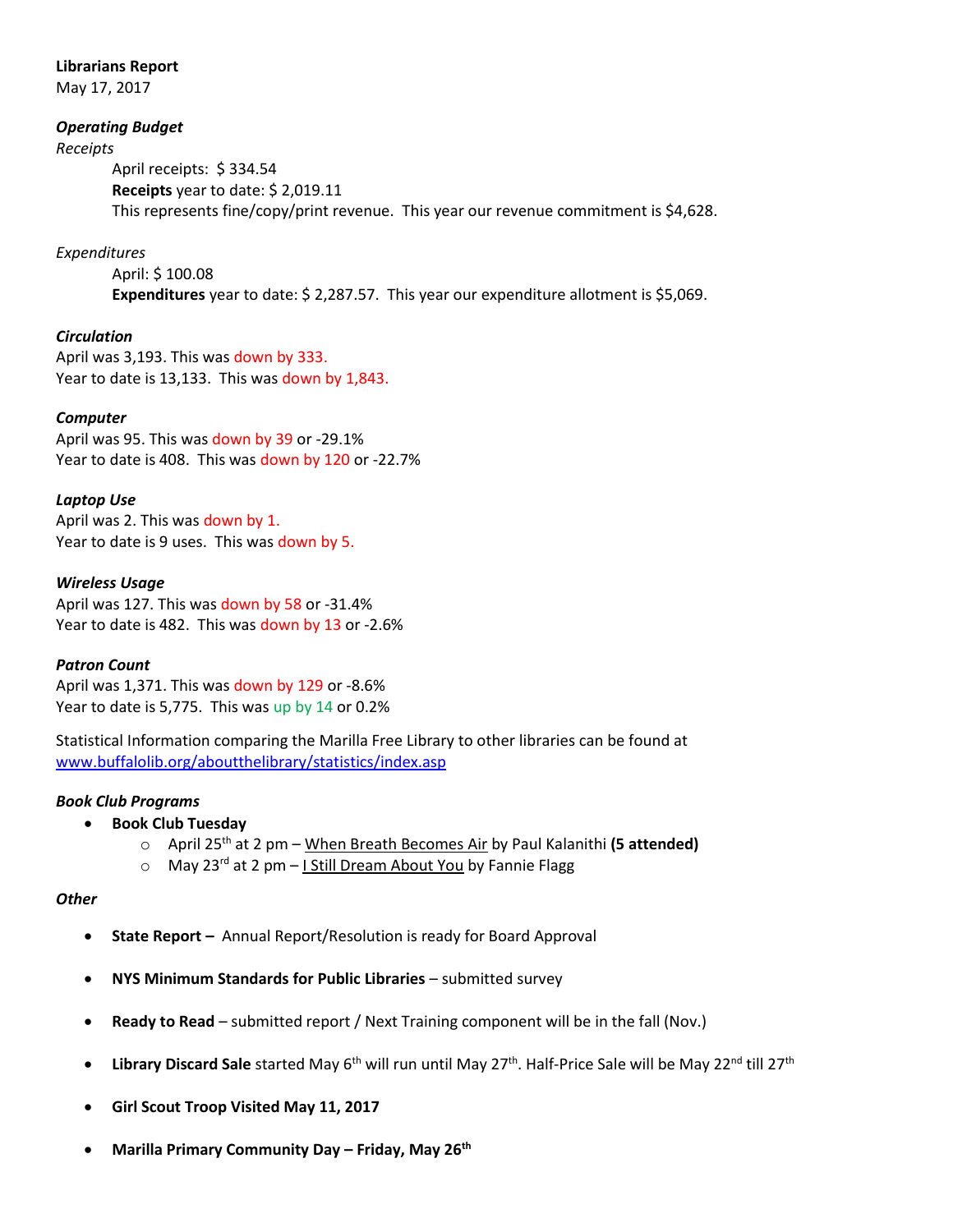**Librarians Report**
May 17, 2017

***Operating Budget***

*Receipts*

April receipts: $ 334.54
**Receipts** year to date: $ 2,019.11
This represents fine/copy/print revenue. This year our revenue commitment is $4,628.

*Expenditures*

April: $ 100.08
**Expenditures** year to date: $ 2,287.57. This year our expenditure allotment is $5,069.

***Circulation***

April was 3,193. This was down by 333.
Year to date is 13,133. This was down by 1,843.

***Computer***

April was 95. This was down by 39 or -29.1%
Year to date is 408. This was down by 120 or -22.7%

***Laptop Use***

April was 2. This was down by 1.
Year to date is 9 uses. This was down by 5.

***Wireless Usage***

April was 127. This was down by 58 or -31.4%
Year to date is 482. This was down by 13 or -2.6%

***Patron Count***

April was 1,371. This was down by 129 or -8.6%
Year to date is 5,775. This was up by 14 or 0.2%

Statistical Information comparing the Marilla Free Library to other libraries can be found at [www.buffalolib.org/aboutthelibrary/statistics/index.asp](www.buffalolib.org/aboutthelibrary/statistics/index.asp)

***Book Club Programs***

- **Book Club Tuesday**
  - April 25th at 2 pm – When Breath Becomes Air by Paul Kalanithi **(5 attended)**
  - May 23rd at 2 pm – I Still Dream About You by Fannie Flagg

***Other***

- **State Report –** Annual Report/Resolution is ready for Board Approval
- **NYS Minimum Standards for Public Libraries** – submitted survey
- **Ready to Read** – submitted report / Next Training component will be in the fall (Nov.)
- **Library Discard Sale** started May 6th will run until May 27th. Half-Price Sale will be May 22nd till 27th
- **Girl Scout Troop Visited May 11, 2017**
- **Marilla Primary Community Day – Friday, May 26th**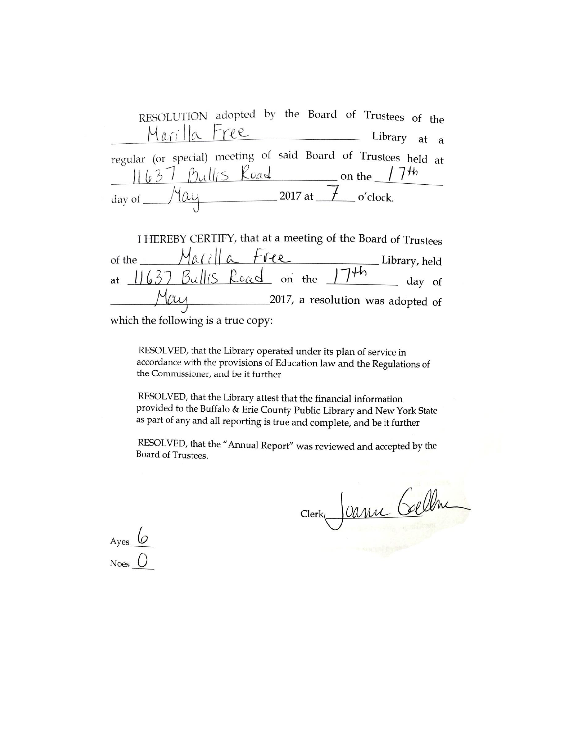RESOLUTION adopted by the Board of Trustees of the Marilla Free Library at a regular (or special) meeting of said Board of Trustees held at 11637 Bullis Road on the 17th day of May 2017 at 7 o'clock.

I HEREBY CERTIFY, that at a meeting of the Board of Trustees of the Marilla Free Library, held at 11637 Bullis Road on the 17th day of May 2017, a resolution was adopted of which the following is a true copy:

> RESOLVED, that the Library operated under its plan of service in accordance with the provisions of Education law and the Regulations of the Commissioner, and be it further
>
> RESOLVED, that the Library attest that the financial information provided to the Buffalo & Erie County Public Library and New York State as part of any and all reporting is true and complete, and be it further
>
> RESOLVED, that the "Annual Report" was reviewed and accepted by the Board of Trustees.

Clerk Joanne Gellman

Ayes 6

Noes 0